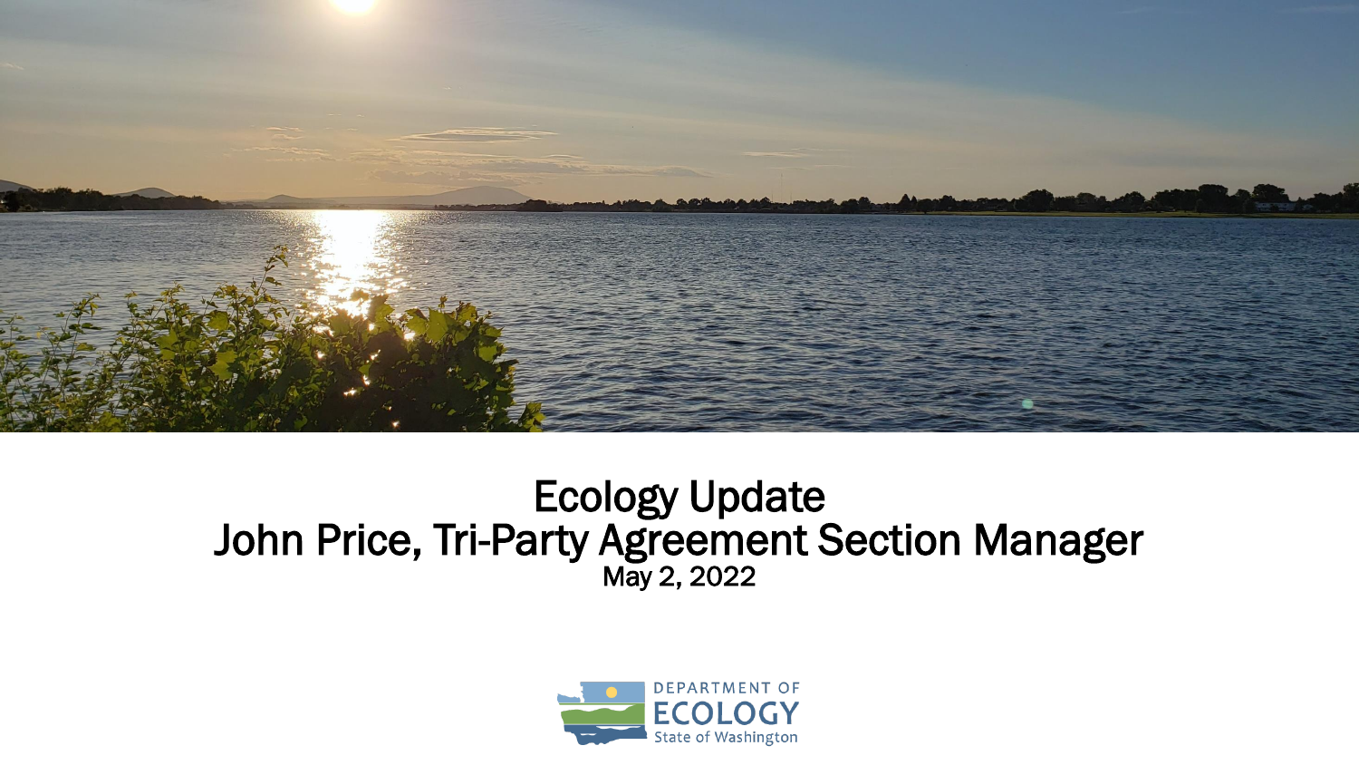# Ecology Update

## John Price, Tri-Party Agreement Section Manager

May 2, 2022

DEPARTMENT OF ECOLOGY
State of Washington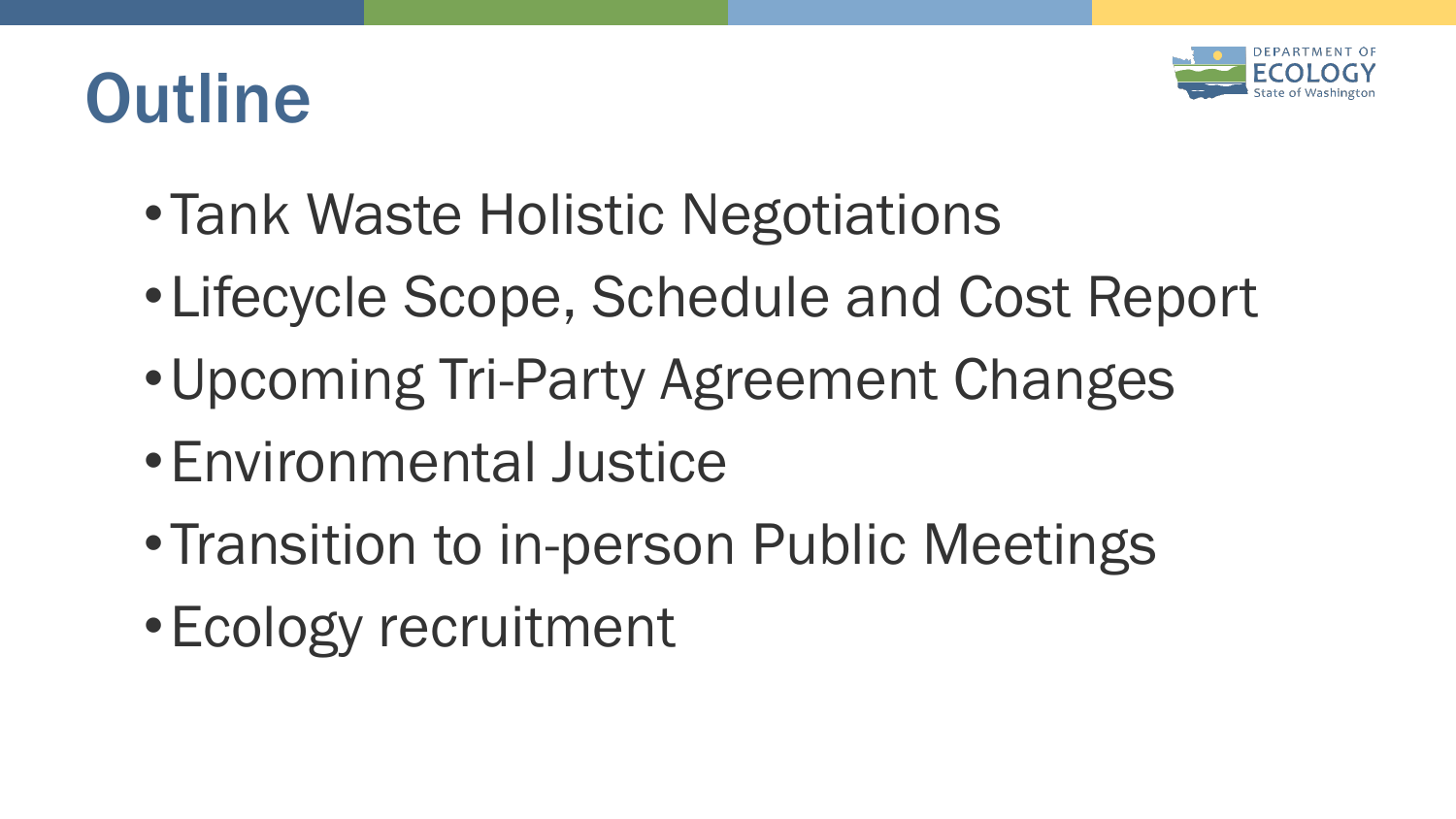# Outline

- Tank Waste Holistic Negotiations
- Lifecycle Scope, Schedule and Cost Report
- Upcoming Tri-Party Agreement Changes
- Environmental Justice
- Transition to in-person Public Meetings
- Ecology recruitment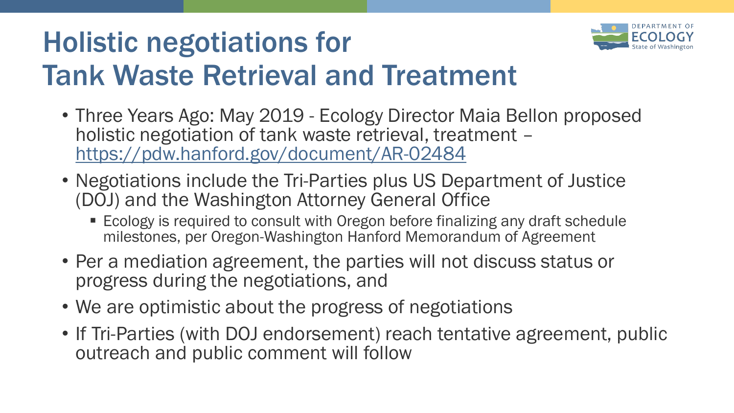# Holistic negotiations for Tank Waste Retrieval and Treatment

- Three Years Ago: May 2019 - Ecology Director Maia Bellon proposed holistic negotiation of tank waste retrieval, treatment – https://pdw.hanford.gov/document/AR-02484
- Negotiations include the Tri-Parties plus US Department of Justice (DOJ) and the Washington Attorney General Office
  - Ecology is required to consult with Oregon before finalizing any draft schedule milestones, per Oregon-Washington Hanford Memorandum of Agreement
- Per a mediation agreement, the parties will not discuss status or progress during the negotiations, and
- We are optimistic about the progress of negotiations
- If Tri-Parties (with DOJ endorsement) reach tentative agreement, public outreach and public comment will follow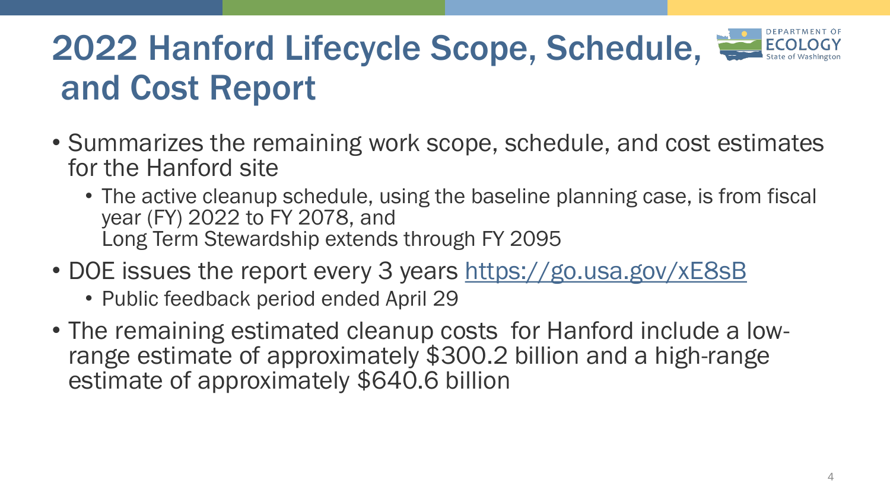# 2022 Hanford Lifecycle Scope, Schedule, and Cost Report

- Summarizes the remaining work scope, schedule, and cost estimates for the Hanford site
  - The active cleanup schedule, using the baseline planning case, is from fiscal year (FY) 2022 to FY 2078, and
    Long Term Stewardship extends through FY 2095
- DOE issues the report every 3 years https://go.usa.gov/xE8sB
  - Public feedback period ended April 29
- The remaining estimated cleanup costs for Hanford include a low-range estimate of approximately $300.2 billion and a high-range estimate of approximately $640.6 billion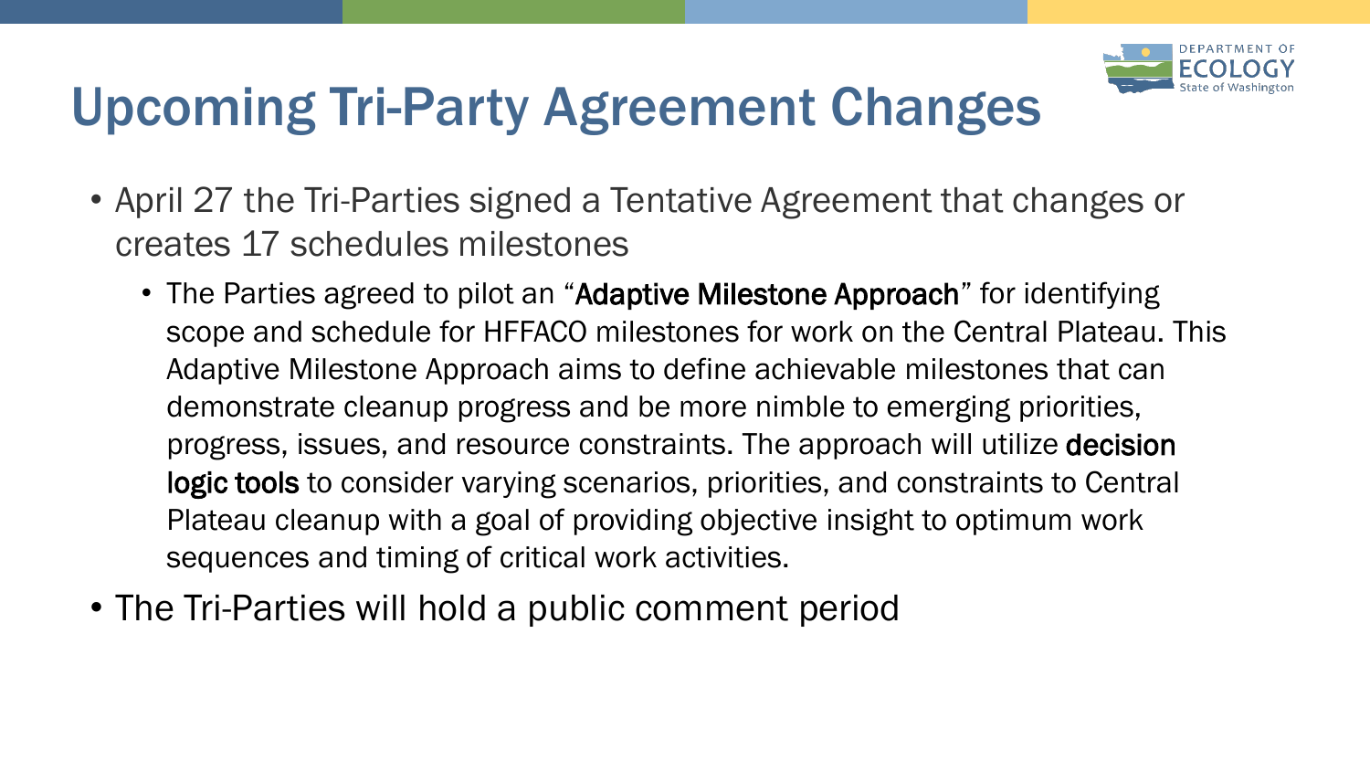# Upcoming Tri-Party Agreement Changes

- April 27 the Tri-Parties signed a Tentative Agreement that changes or creates 17 schedules milestones
  - The Parties agreed to pilot an "**Adaptive Milestone Approach**" for identifying scope and schedule for HFFACO milestones for work on the Central Plateau. This Adaptive Milestone Approach aims to define achievable milestones that can demonstrate cleanup progress and be more nimble to emerging priorities, progress, issues, and resource constraints. The approach will utilize **decision logic tools** to consider varying scenarios, priorities, and constraints to Central Plateau cleanup with a goal of providing objective insight to optimum work sequences and timing of critical work activities.
- The Tri-Parties will hold a public comment period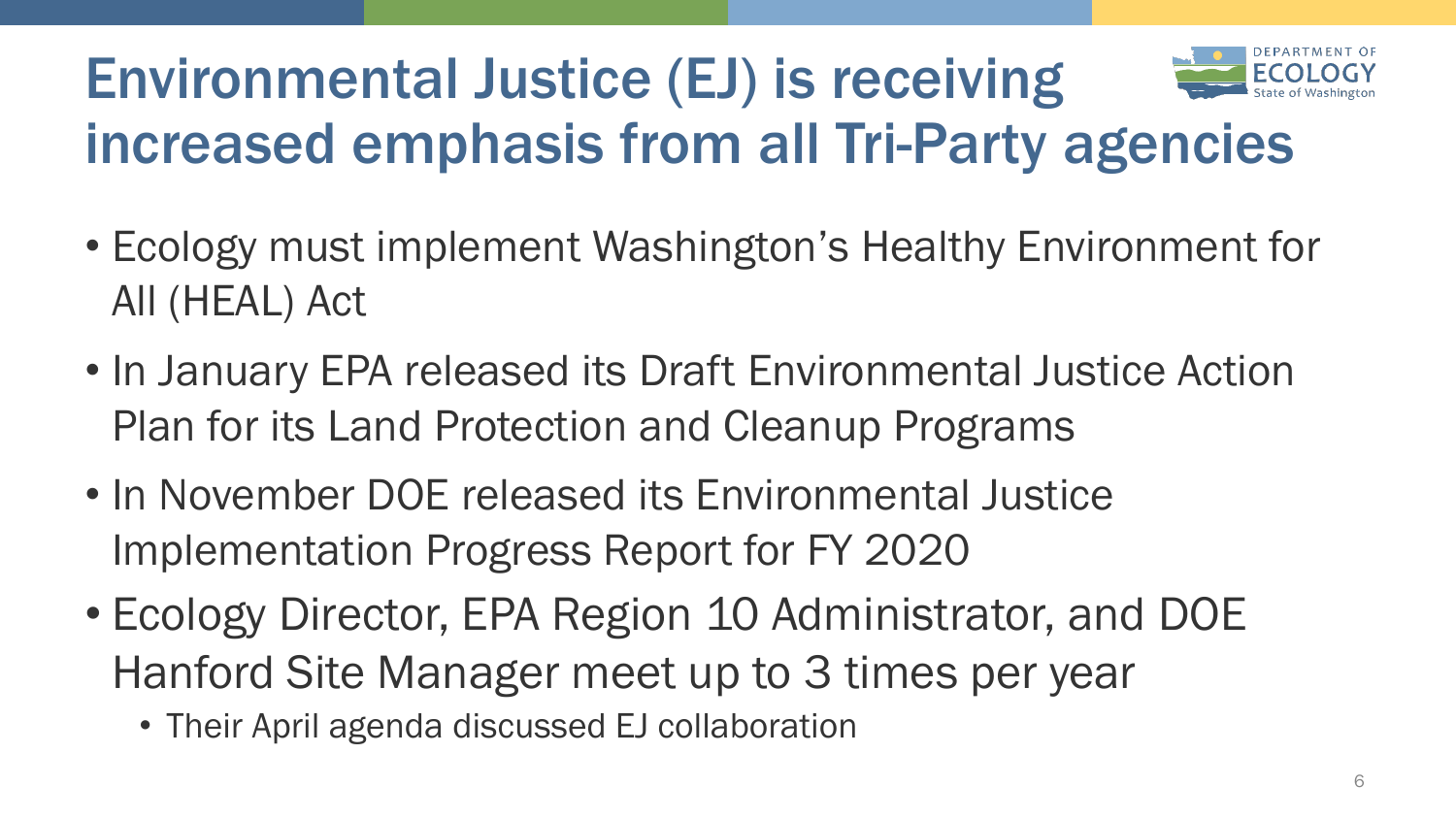# Environmental Justice (EJ) is receiving increased emphasis from all Tri-Party agencies

- Ecology must implement Washington's Healthy Environment for All (HEAL) Act
- In January EPA released its Draft Environmental Justice Action Plan for its Land Protection and Cleanup Programs
- In November DOE released its Environmental Justice Implementation Progress Report for FY 2020
- Ecology Director, EPA Region 10 Administrator, and DOE Hanford Site Manager meet up to 3 times per year
  - Their April agenda discussed EJ collaboration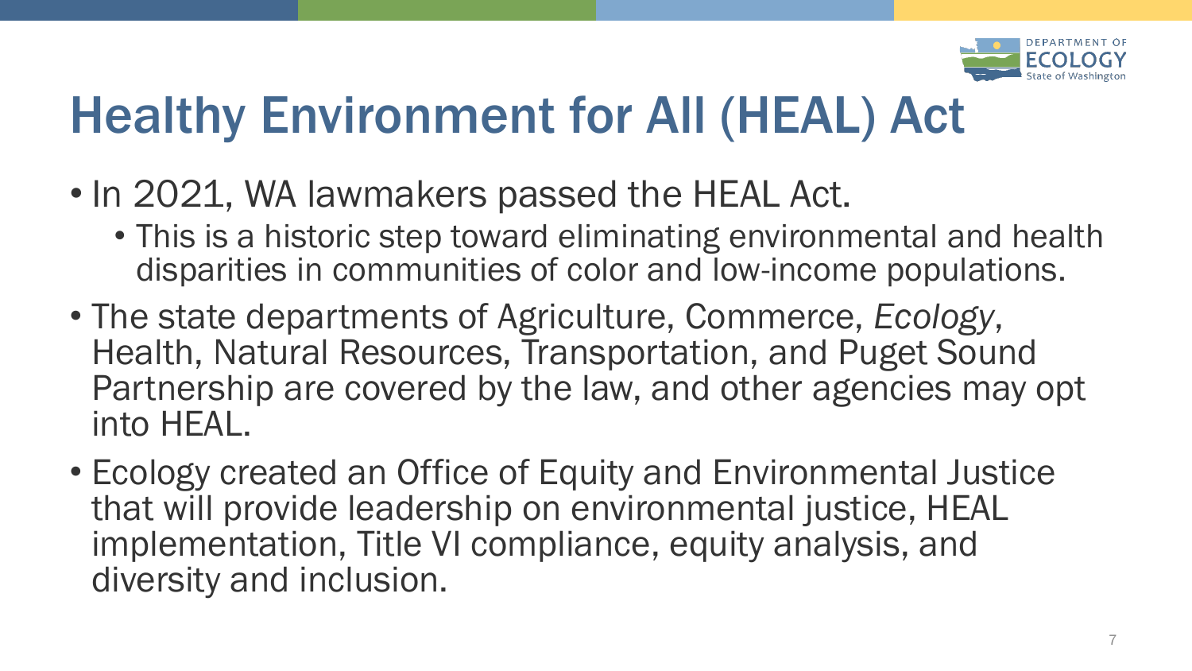# Healthy Environment for All (HEAL) Act

- In 2021, WA lawmakers passed the HEAL Act.
  - This is a historic step toward eliminating environmental and health disparities in communities of color and low-income populations.
- The state departments of Agriculture, Commerce, *Ecology*, Health, Natural Resources, Transportation, and Puget Sound Partnership are covered by the law, and other agencies may opt into HEAL.
- Ecology created an Office of Equity and Environmental Justice that will provide leadership on environmental justice, HEAL implementation, Title VI compliance, equity analysis, and diversity and inclusion.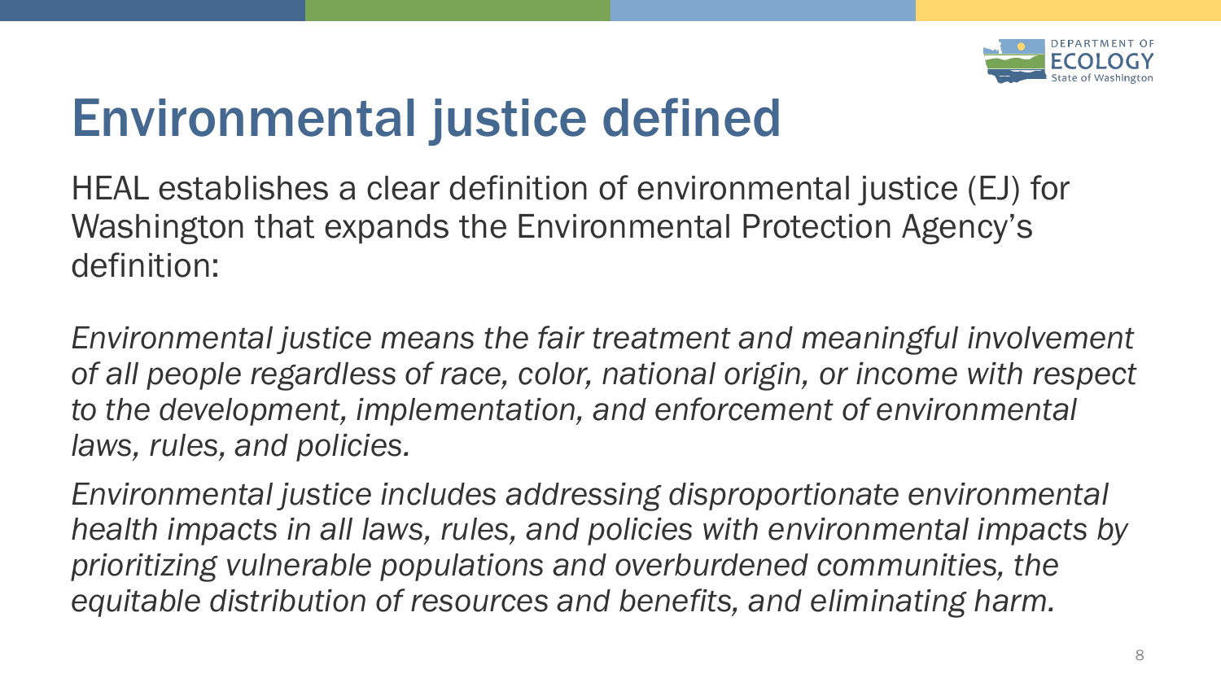# Environmental justice defined

HEAL establishes a clear definition of environmental justice (EJ) for Washington that expands the Environmental Protection Agency's definition:

*Environmental justice means the fair treatment and meaningful involvement of all people regardless of race, color, national origin, or income with respect to the development, implementation, and enforcement of environmental laws, rules, and policies.*

*Environmental justice includes addressing disproportionate environmental health impacts in all laws, rules, and policies with environmental impacts by prioritizing vulnerable populations and overburdened communities, the equitable distribution of resources and benefits, and eliminating harm.*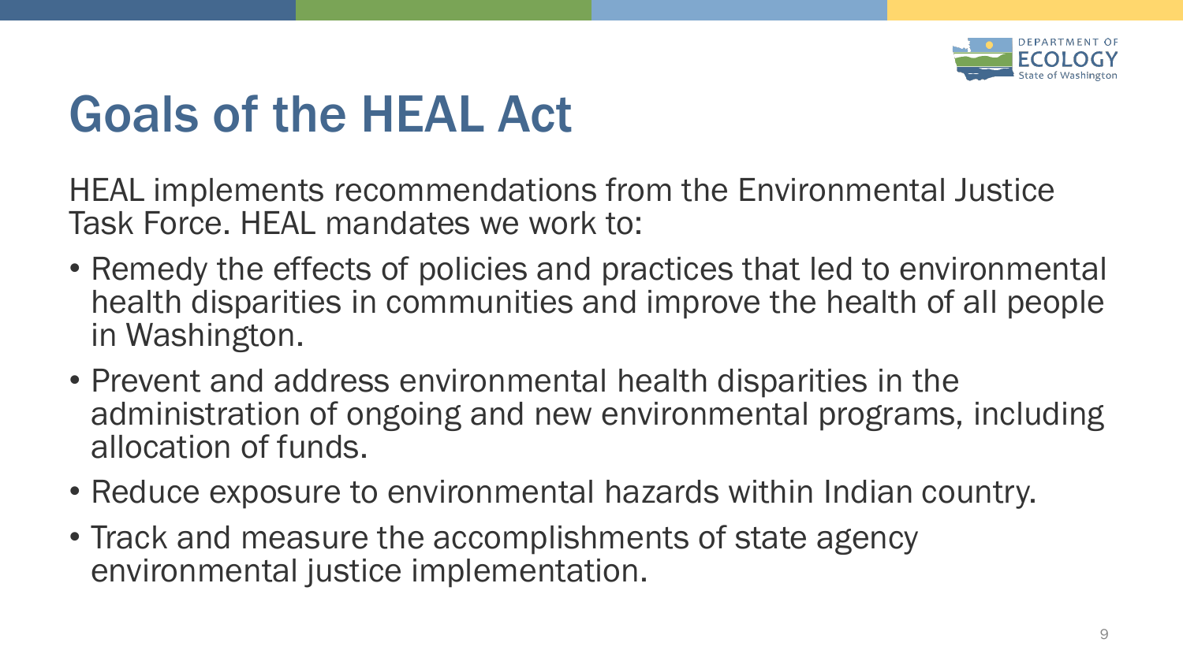# Goals of the HEAL Act

HEAL implements recommendations from the Environmental Justice Task Force. HEAL mandates we work to:

- Remedy the effects of policies and practices that led to environmental health disparities in communities and improve the health of all people in Washington.
- Prevent and address environmental health disparities in the administration of ongoing and new environmental programs, including allocation of funds.
- Reduce exposure to environmental hazards within Indian country.
- Track and measure the accomplishments of state agency environmental justice implementation.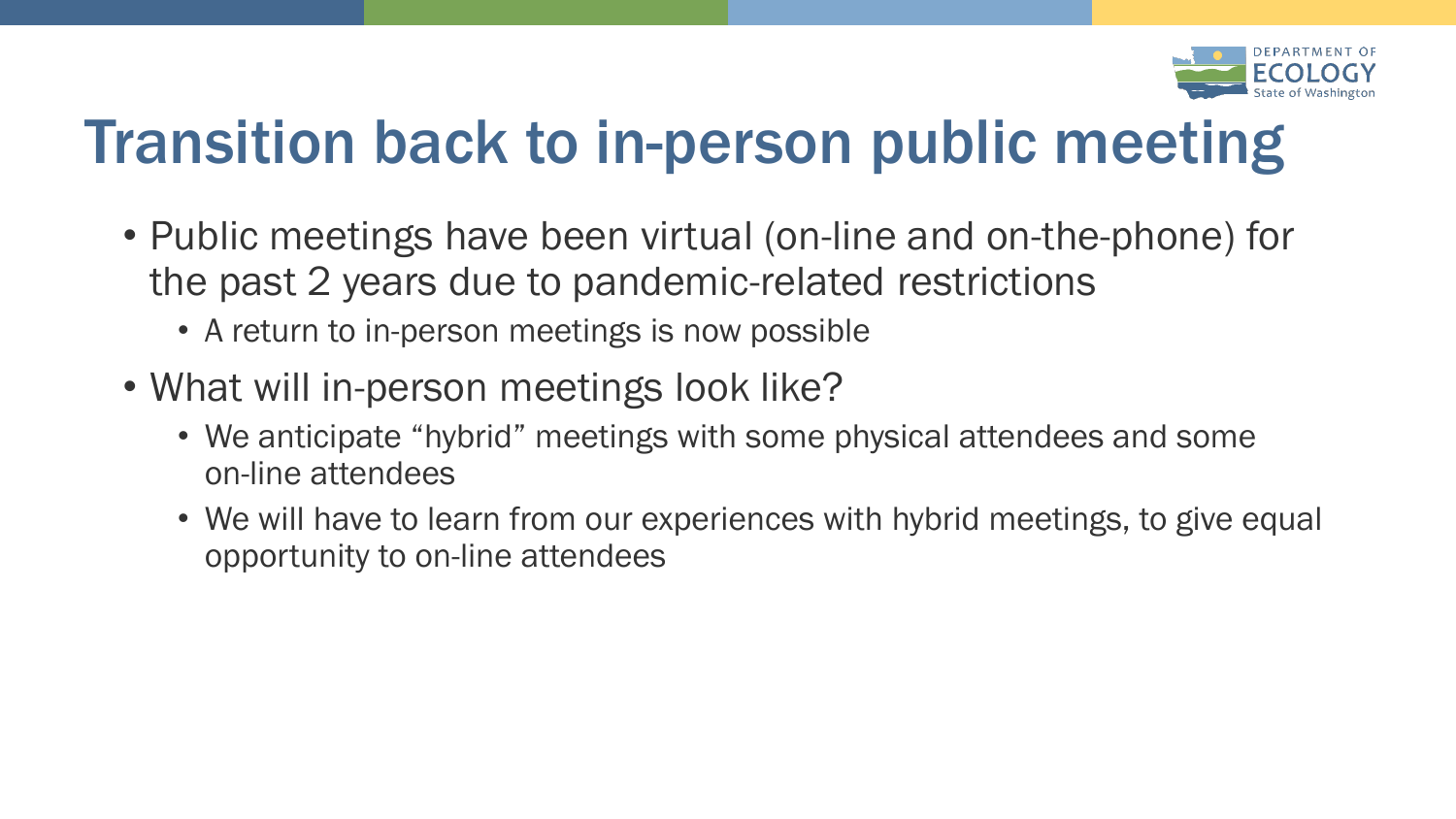# Transition back to in-person public meeting

- Public meetings have been virtual (on-line and on-the-phone) for the past 2 years due to pandemic-related restrictions
  - A return to in-person meetings is now possible
- What will in-person meetings look like?
  - We anticipate “hybrid” meetings with some physical attendees and some on-line attendees
  - We will have to learn from our experiences with hybrid meetings, to give equal opportunity to on-line attendees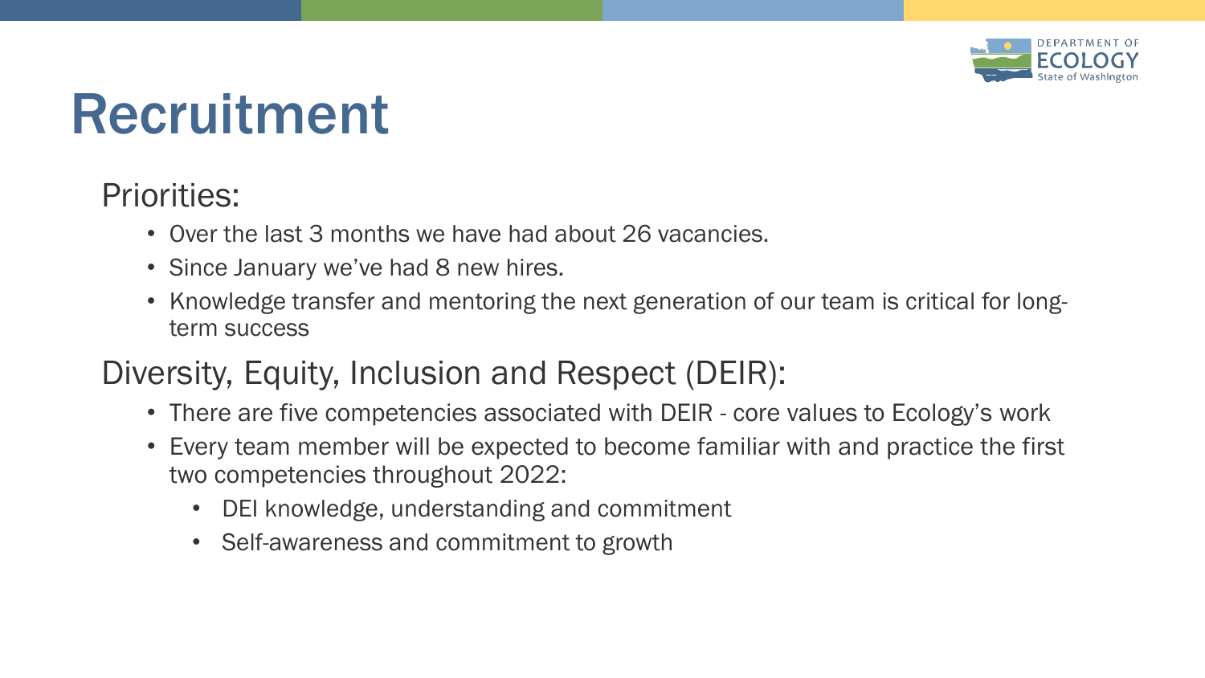# Recruitment

## Priorities:

- Over the last 3 months we have had about 26 vacancies.
- Since January we've had 8 new hires.
- Knowledge transfer and mentoring the next generation of our team is critical for long-term success

## Diversity, Equity, Inclusion and Respect (DEIR):

- There are five competencies associated with DEIR - core values to Ecology's work
- Every team member will be expected to become familiar with and practice the first two competencies throughout 2022:
  - DEI knowledge, understanding and commitment
  - Self-awareness and commitment to growth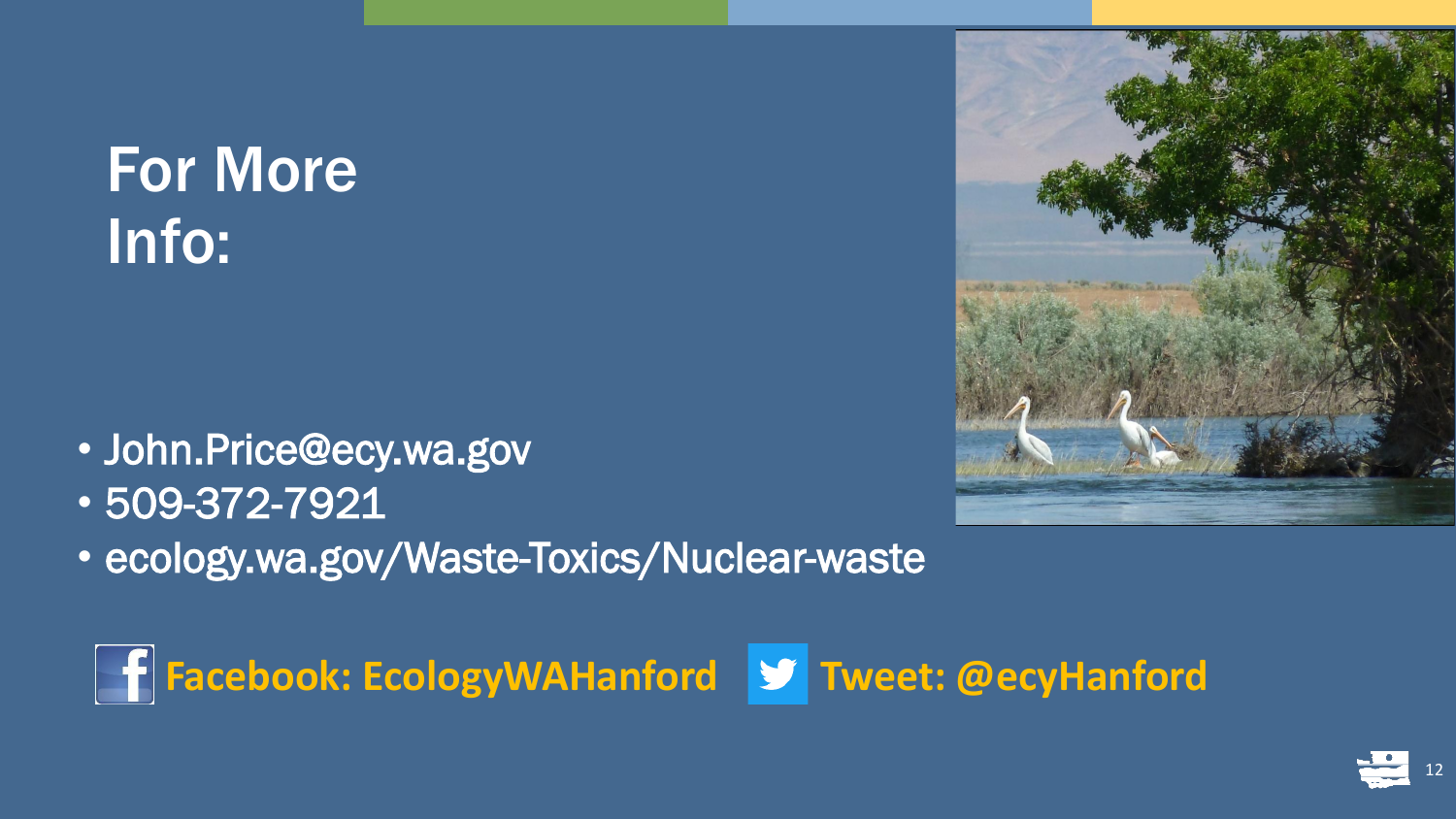# For More Info:

- John.Price@ecy.wa.gov
- 509-372-7921
- ecology.wa.gov/Waste-Toxics/Nuclear-waste

**Facebook: EcologyWAHanford** **Tweet: @ecyHanford**